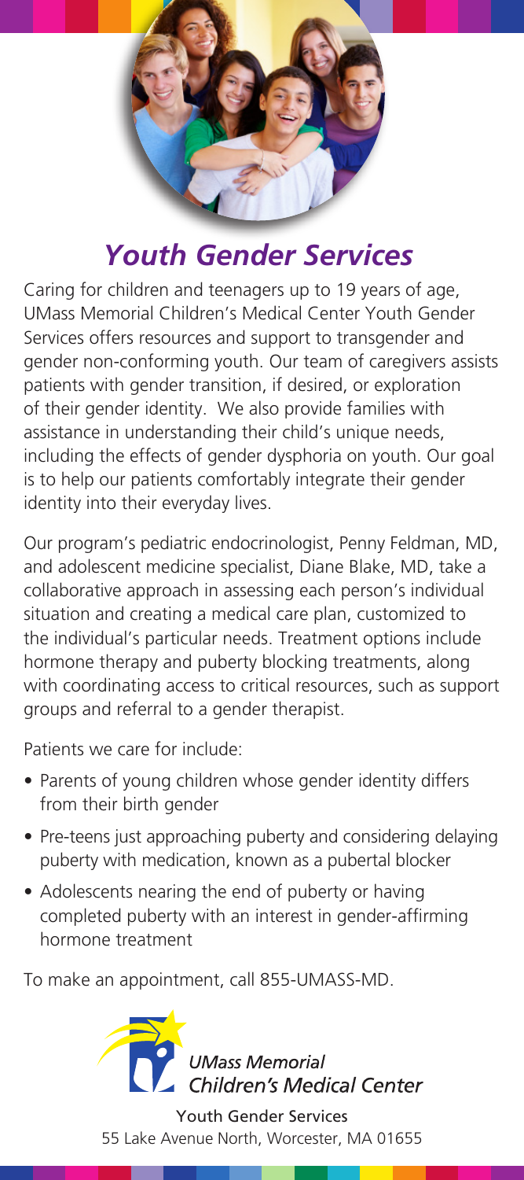# *Youth Gender Services*

Caring for children and teenagers up to 19 years of age, UMass Memorial Children's Medical Center Youth Gender Services offers resources and support to transgender and gender non-conforming youth. Our team of caregivers assists patients with gender transition, if desired, or exploration of their gender identity. We also provide families with assistance in understanding their child's unique needs, including the effects of gender dysphoria on youth. Our goal is to help our patients comfortably integrate their gender identity into their everyday lives.

Our program's pediatric endocrinologist, Penny Feldman, MD, and adolescent medicine specialist, Diane Blake, MD, take a collaborative approach in assessing each person's individual situation and creating a medical care plan, customized to the individual's particular needs. Treatment options include hormone therapy and puberty blocking treatments, along with coordinating access to critical resources, such as support groups and referral to a gender therapist.

Patients we care for include:

- Parents of young children whose gender identity differs from their birth gender
- Pre-teens just approaching puberty and considering delaying puberty with medication, known as a pubertal blocker
- Adolescents nearing the end of puberty or having completed puberty with an interest in gender-affirming hormone treatment

To make an appointment, call 855-UMASS-MD.

*UMass Memorial Children's Medical Center*

Youth Gender Services
55 Lake Avenue North, Worcester, MA 01655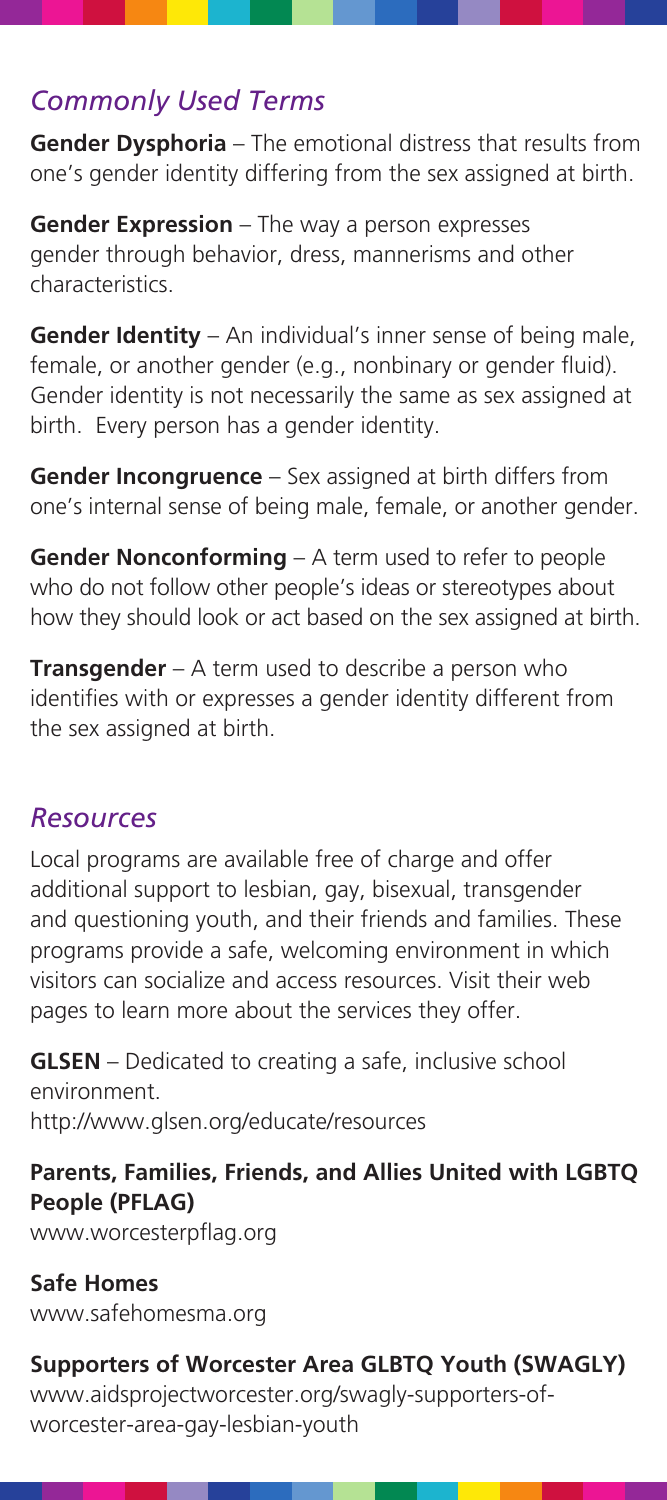## *Commonly Used Terms*

**Gender Dysphoria** – The emotional distress that results from one's gender identity differing from the sex assigned at birth.

**Gender Expression** – The way a person expresses gender through behavior, dress, mannerisms and other characteristics.

**Gender Identity** – An individual's inner sense of being male, female, or another gender (e.g., nonbinary or gender fluid). Gender identity is not necessarily the same as sex assigned at birth. Every person has a gender identity.

**Gender Incongruence** – Sex assigned at birth differs from one's internal sense of being male, female, or another gender.

**Gender Nonconforming** – A term used to refer to people who do not follow other people's ideas or stereotypes about how they should look or act based on the sex assigned at birth.

**Transgender** – A term used to describe a person who identifies with or expresses a gender identity different from the sex assigned at birth.

## *Resources*

Local programs are available free of charge and offer additional support to lesbian, gay, bisexual, transgender and questioning youth, and their friends and families. These programs provide a safe, welcoming environment in which visitors can socialize and access resources. Visit their web pages to learn more about the services they offer.

**GLSEN** – Dedicated to creating a safe, inclusive school environment.
http://www.glsen.org/educate/resources

**Parents, Families, Friends, and Allies United with LGBTQ People (PFLAG)**
www.worcesterpflag.org

**Safe Homes**
www.safehomesma.org

**Supporters of Worcester Area GLBTQ Youth (SWAGLY)**
www.aidsprojectworcester.org/swagly-supporters-of-worcester-area-gay-lesbian-youth